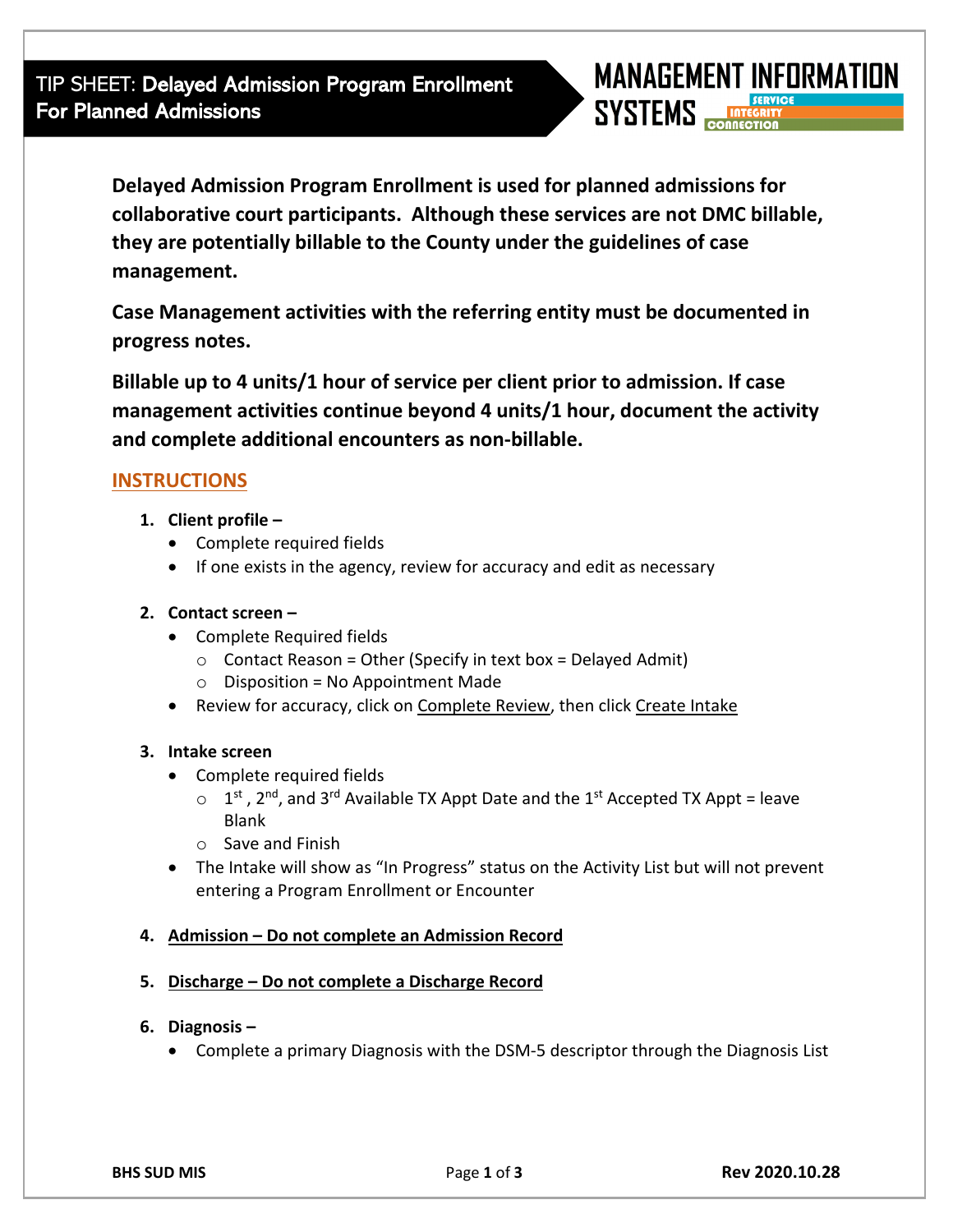# TIP SHEET: Delayed Admission Program Enrollment For Planned Admissions

MANAGEMENT INFORMATION SYSTEMS — SERVICE INTEGRITY CONNECTION

**Delayed Admission Program Enrollment is used for planned admissions for collaborative court participants. Although these services are not DMC billable, they are potentially billable to the County under the guidelines of case management.**

**Case Management activities with the referring entity must be documented in progress notes.**

**Billable up to 4 units/1 hour of service per client prior to admission. If case management activities continue beyond 4 units/1 hour, document the activity and complete additional encounters as non-billable.**

## INSTRUCTIONS

1. **Client profile –**
   - Complete required fields
   - If one exists in the agency, review for accuracy and edit as necessary

2. **Contact screen –**
   - Complete Required fields
     - Contact Reason = Other (Specify in text box = Delayed Admit)
     - Disposition = No Appointment Made
   - Review for accuracy, click on Complete Review, then click Create Intake

3. **Intake screen**
   - Complete required fields
     - 1st , 2nd, and 3rd Available TX Appt Date and the 1st Accepted TX Appt = leave Blank
     - Save and Finish
   - The Intake will show as "In Progress" status on the Activity List but will not prevent entering a Program Enrollment or Encounter

4. **Admission – Do not complete an Admission Record**

5. **Discharge – Do not complete a Discharge Record**

6. **Diagnosis –**
   - Complete a primary Diagnosis with the DSM-5 descriptor through the Diagnosis List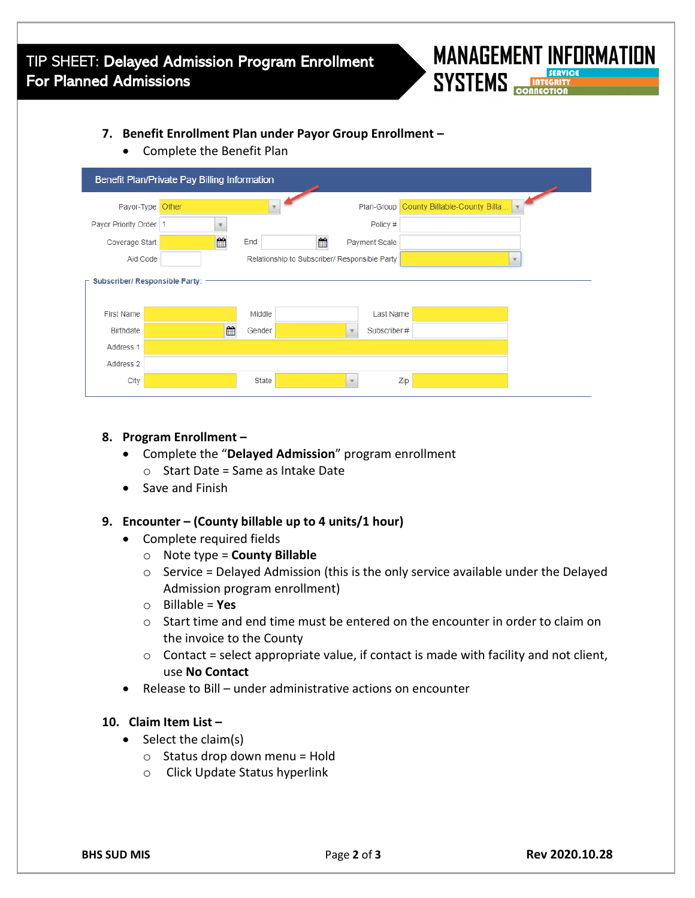7. **Benefit Enrollment Plan under Payor Group Enrollment –**
   - Complete the Benefit Plan

Benefit Plan/Private Pay Billing Information

Payor-Type: Other
Plan-Group: County Billable-County Billa...
Payor Priority Order: 1
Policy #
Coverage Start
End
Payment Scale
Aid Code
Relationship to Subscriber/ Responsible Party

Subscriber/ Responsible Party:

First Name | Middle | Last Name
Birthdate | Gender | Subscriber #
Address 1
Address 2
City | State | Zip

8. **Program Enrollment –**
   - Complete the "**Delayed Admission**" program enrollment
     - Start Date = Same as Intake Date
   - Save and Finish

9. **Encounter – (County billable up to 4 units/1 hour)**
   - Complete required fields
     - Note type = **County Billable**
     - Service = Delayed Admission (this is the only service available under the Delayed Admission program enrollment)
     - Billable = **Yes**
     - Start time and end time must be entered on the encounter in order to claim on the invoice to the County
     - Contact = select appropriate value, if contact is made with facility and not client, use **No Contact**
   - Release to Bill – under administrative actions on encounter

10. **Claim Item List –**
    - Select the claim(s)
      - Status drop down menu = Hold
      - Click Update Status hyperlink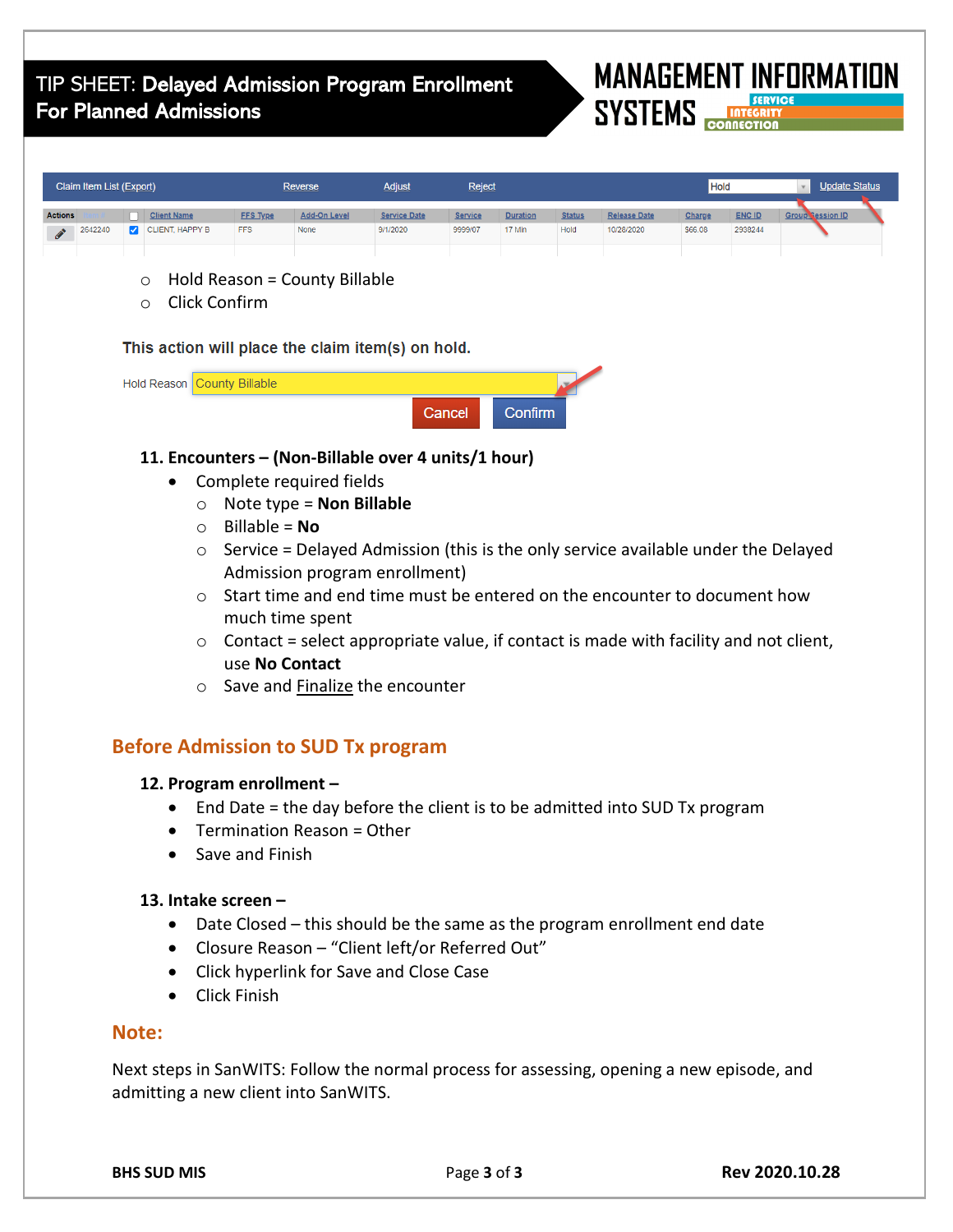TIP SHEET: **Delayed Admission Program Enrollment For Planned Admissions**

**MANAGEMENT INFORMATION SYSTEMS** SERVICE INTEGRITY CONNECTION

| Actions | | | Client Name | FFS Type | Add-On Level | Service Date | Service | Duration | Status | Release Date | Charge | ENC ID | Group Session ID |
|---|---|---|---|---|---|---|---|---|---|---|---|---|---|
| | 2642240 | ☑ | CLIENT, HAPPY B | FFS | None | 9/1/2020 | 9999/07 | 17 Min | Hold | 10/28/2020 | $66.08 | 2938244 | |

- Hold Reason = County Billable
- Click Confirm

**This action will place the claim item(s) on hold.**

Hold Reason: County Billable

Cancel | Confirm

**11. Encounters – (Non-Billable over 4 units/1 hour)**

- Complete required fields
  - Note type = **Non Billable**
  - Billable = **No**
  - Service = Delayed Admission (this is the only service available under the Delayed Admission program enrollment)
  - Start time and end time must be entered on the encounter to document how much time spent
  - Contact = select appropriate value, if contact is made with facility and not client, use **No Contact**
  - Save and Finalize the encounter

## Before Admission to SUD Tx program

**12. Program enrollment –**

- End Date = the day before the client is to be admitted into SUD Tx program
- Termination Reason = Other
- Save and Finish

**13. Intake screen –**

- Date Closed – this should be the same as the program enrollment end date
- Closure Reason – "Client left/or Referred Out"
- Click hyperlink for Save and Close Case
- Click Finish

## Note:

Next steps in SanWITS: Follow the normal process for assessing, opening a new episode, and admitting a new client into SanWITS.